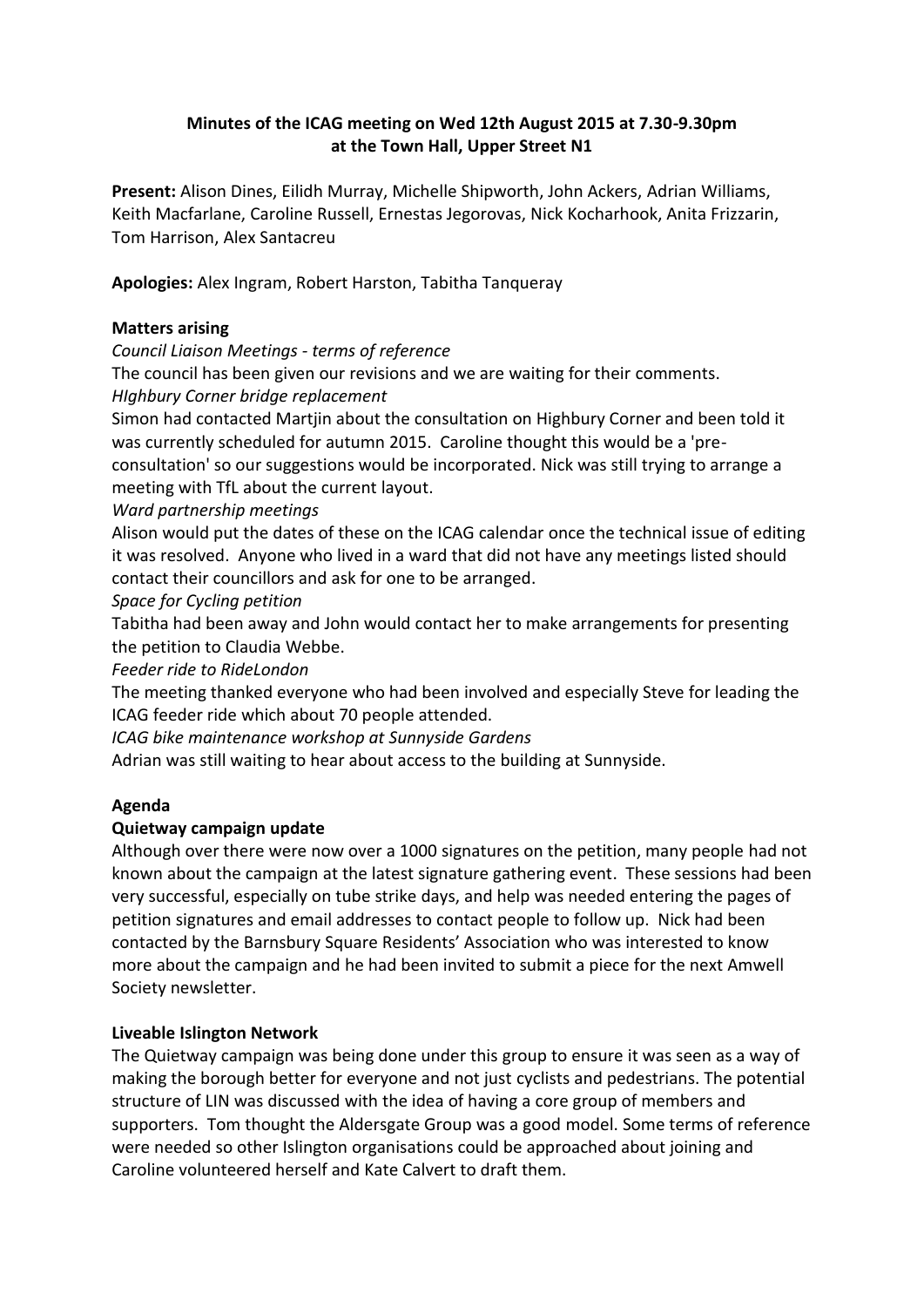**Minutes of the ICAG meeting on Wed 12th August 2015 at 7.30-9.30pm at the Town Hall, Upper Street N1**

**Present:** Alison Dines, Eilidh Murray, Michelle Shipworth, John Ackers, Adrian Williams, Keith Macfarlane, Caroline Russell, Ernestas Jegorovas, Nick Kocharhook, Anita Frizzarin, Tom Harrison, Alex Santacreu

**Apologies:** Alex Ingram, Robert Harston, Tabitha Tanqueray

**Matters arising**

*Council Liaison Meetings - terms of reference*

The council has been given our revisions and we are waiting for their comments.

*HIghbury Corner bridge replacement*

Simon had contacted Martjin about the consultation on Highbury Corner and been told it was currently scheduled for autumn 2015. Caroline thought this would be a 'pre-consultation' so our suggestions would be incorporated. Nick was still trying to arrange a meeting with TfL about the current layout.

*Ward partnership meetings*

Alison would put the dates of these on the ICAG calendar once the technical issue of editing it was resolved. Anyone who lived in a ward that did not have any meetings listed should contact their councillors and ask for one to be arranged.

*Space for Cycling petition*

Tabitha had been away and John would contact her to make arrangements for presenting the petition to Claudia Webbe.

*Feeder ride to RideLondon*

The meeting thanked everyone who had been involved and especially Steve for leading the ICAG feeder ride which about 70 people attended.

*ICAG bike maintenance workshop at Sunnyside Gardens*

Adrian was still waiting to hear about access to the building at Sunnyside.

**Agenda**

**Quietway campaign update**

Although over there were now over a 1000 signatures on the petition, many people had not known about the campaign at the latest signature gathering event. These sessions had been very successful, especially on tube strike days, and help was needed entering the pages of petition signatures and email addresses to contact people to follow up. Nick had been contacted by the Barnsbury Square Residents' Association who was interested to know more about the campaign and he had been invited to submit a piece for the next Amwell Society newsletter.

**Liveable Islington Network**

The Quietway campaign was being done under this group to ensure it was seen as a way of making the borough better for everyone and not just cyclists and pedestrians. The potential structure of LIN was discussed with the idea of having a core group of members and supporters. Tom thought the Aldersgate Group was a good model. Some terms of reference were needed so other Islington organisations could be approached about joining and Caroline volunteered herself and Kate Calvert to draft them.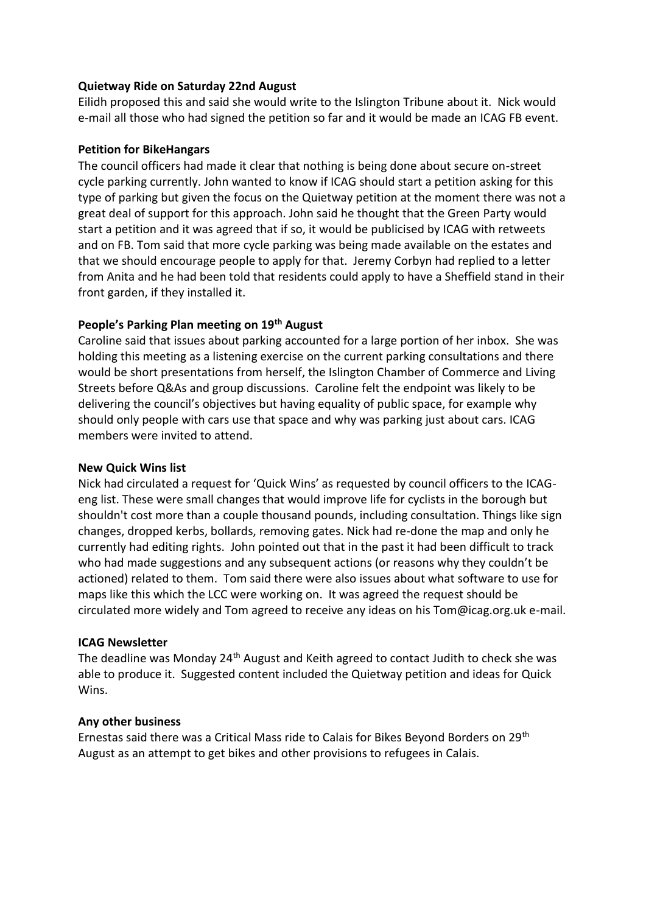**Quietway Ride on Saturday 22nd August**

Eilidh proposed this and said she would write to the Islington Tribune about it. Nick would e-mail all those who had signed the petition so far and it would be made an ICAG FB event.

**Petition for BikeHangars**

The council officers had made it clear that nothing is being done about secure on-street cycle parking currently. John wanted to know if ICAG should start a petition asking for this type of parking but given the focus on the Quietway petition at the moment there was not a great deal of support for this approach. John said he thought that the Green Party would start a petition and it was agreed that if so, it would be publicised by ICAG with retweets and on FB. Tom said that more cycle parking was being made available on the estates and that we should encourage people to apply for that. Jeremy Corbyn had replied to a letter from Anita and he had been told that residents could apply to have a Sheffield stand in their front garden, if they installed it.

**People's Parking Plan meeting on 19th August**

Caroline said that issues about parking accounted for a large portion of her inbox. She was holding this meeting as a listening exercise on the current parking consultations and there would be short presentations from herself, the Islington Chamber of Commerce and Living Streets before Q&As and group discussions. Caroline felt the endpoint was likely to be delivering the council's objectives but having equality of public space, for example why should only people with cars use that space and why was parking just about cars. ICAG members were invited to attend.

**New Quick Wins list**

Nick had circulated a request for 'Quick Wins' as requested by council officers to the ICAG-eng list. These were small changes that would improve life for cyclists in the borough but shouldn't cost more than a couple thousand pounds, including consultation. Things like sign changes, dropped kerbs, bollards, removing gates. Nick had re-done the map and only he currently had editing rights. John pointed out that in the past it had been difficult to track who had made suggestions and any subsequent actions (or reasons why they couldn't be actioned) related to them. Tom said there were also issues about what software to use for maps like this which the LCC were working on. It was agreed the request should be circulated more widely and Tom agreed to receive any ideas on his Tom@icag.org.uk e-mail.

**ICAG Newsletter**

The deadline was Monday 24th August and Keith agreed to contact Judith to check she was able to produce it. Suggested content included the Quietway petition and ideas for Quick Wins.

**Any other business**

Ernestas said there was a Critical Mass ride to Calais for Bikes Beyond Borders on 29th August as an attempt to get bikes and other provisions to refugees in Calais.